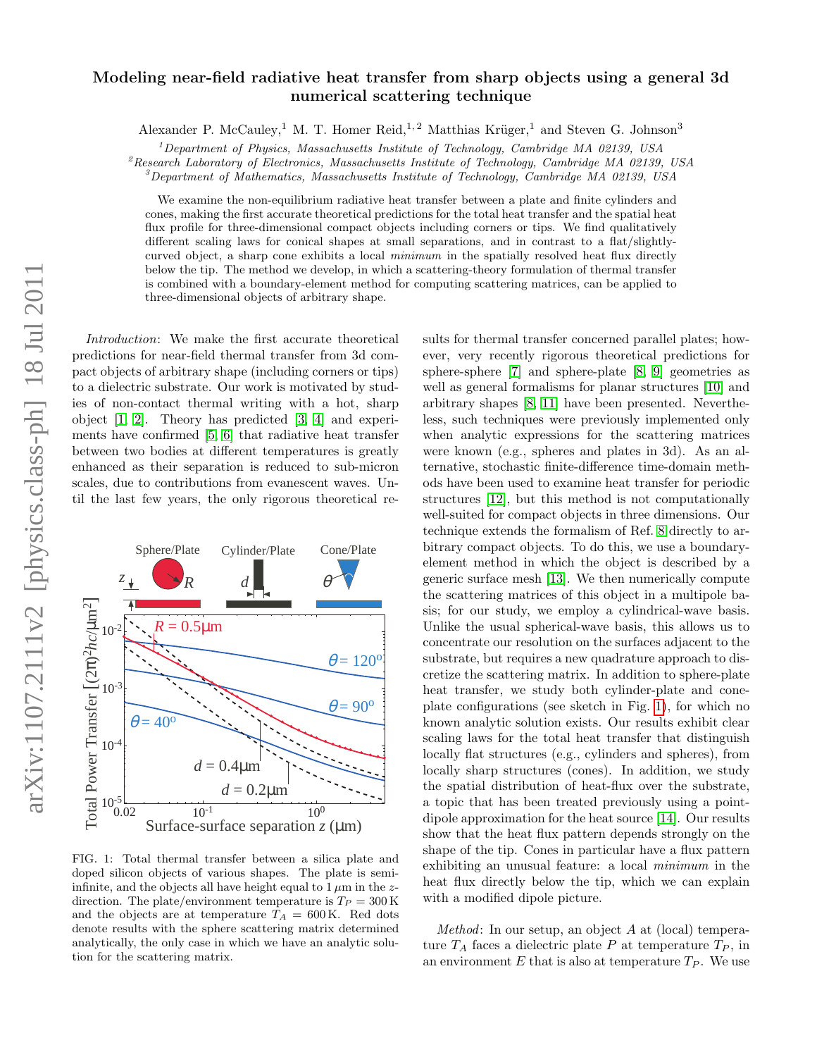# Modeling near-field radiative heat transfer from sharp objects using a general 3d numerical scattering technique

Alexander P. McCauley,[1] M. T. Homer Reid,[1,2] Matthias Krüger,[1] and Steven G. Johnson[3]

[1] *Department of Physics, Massachusetts Institute of Technology, Cambridge MA 02139, USA*
[2] *Research Laboratory of Electronics, Massachusetts Institute of Technology, Cambridge MA 02139, USA*
[3] *Department of Mathematics, Massachusetts Institute of Technology, Cambridge MA 02139, USA*

We examine the non-equilibrium radiative heat transfer between a plate and finite cylinders and cones, making the first accurate theoretical predictions for the total heat transfer and the spatial heat flux profile for three-dimensional compact objects including corners or tips. We find qualitatively different scaling laws for conical shapes at small separations, and in contrast to a flat/slightly-curved object, a sharp cone exhibits a local *minimum* in the spatially resolved heat flux directly below the tip. The method we develop, in which a scattering-theory formulation of thermal transfer is combined with a boundary-element method for computing scattering matrices, can be applied to three-dimensional objects of arbitrary shape.

*Introduction*: We make the first accurate theoretical predictions for near-field thermal transfer from 3d compact objects of arbitrary shape (including corners or tips) to a dielectric substrate. Our work is motivated by studies of non-contact thermal writing with a hot, sharp object [1, 2]. Theory has predicted [3, 4] and experiments have confirmed [5, 6] that radiative heat transfer between two bodies at different temperatures is greatly enhanced as their separation is reduced to sub-micron scales, due to contributions from evanescent waves. Until the last few years, the only rigorous theoretical results for thermal transfer concerned parallel plates; however, very recently rigorous theoretical predictions for sphere-sphere [7] and sphere-plate [8, 9] geometries as well as general formalisms for planar structures [10] and arbitrary shapes [8, 11] have been presented. Nevertheless, such techniques were previously implemented only when analytic expressions for the scattering matrices were known (e.g., spheres and plates in 3d). As an alternative, stochastic finite-difference time-domain methods have been used to examine heat transfer for periodic structures [12], but this method is not computationally well-suited for compact objects in three dimensions. Our technique extends the formalism of Ref. 8 directly to arbitrary compact objects. To do this, we use a boundary-element method in which the object is described by a generic surface mesh [13]. We then numerically compute the scattering matrices of this object in a multipole basis; for our study, we employ a cylindrical-wave basis. Unlike the usual spherical-wave basis, this allows us to concentrate our resolution on the surfaces adjacent to the substrate, but requires a new quadrature approach to discretize the scattering matrix. In addition to sphere-plate heat transfer, we study both cylinder-plate and cone-plate configurations (see sketch in Fig. 1), for which no known analytic solution exists. Our results exhibit clear scaling laws for the total heat transfer that distinguish locally flat structures (e.g., cylinders and spheres), from locally sharp structures (cones). In addition, we study the spatial distribution of heat-flux over the substrate, a topic that has been treated previously using a point-dipole approximation for the heat source [14]. Our results show that the heat flux pattern depends strongly on the shape of the tip. Cones in particular have a flux pattern exhibiting an unusual feature: a local *minimum* in the heat flux directly below the tip, which we can explain with a modified dipole picture.

FIG. 1: Total thermal transfer between a silica plate and doped silicon objects of various shapes. The plate is semi-infinite, and the objects all have height equal to 1 $\mu$m in the $z$-direction. The plate/environment temperature is $T_P = 300\,\mathrm{K}$ and the objects are at temperature $T_A = 600\,\mathrm{K}$. Red dots denote results with the sphere scattering matrix determined analytically, the only case in which we have an analytic solution for the scattering matrix.

*Method*: In our setup, an object $A$ at (local) temperature $T_A$ faces a dielectric plate $P$ at temperature $T_P$, in an environment $E$ that is also at temperature $T_P$. We use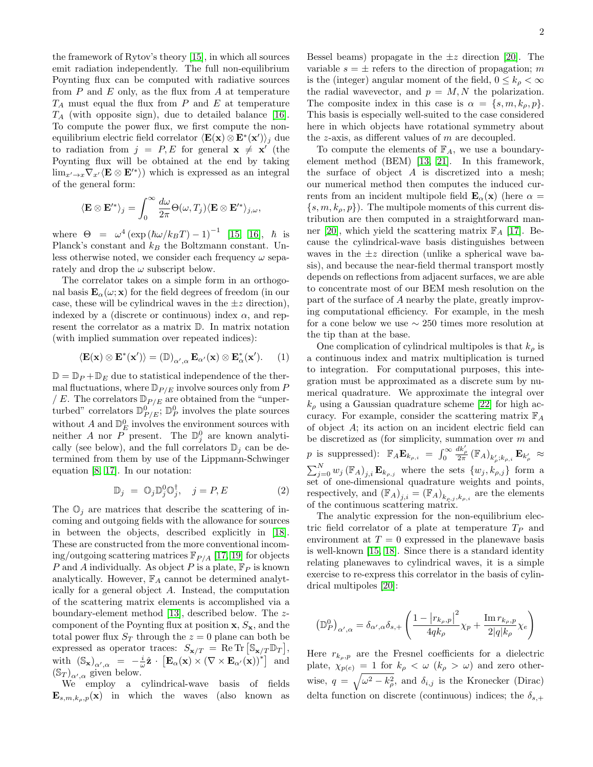the framework of Rytov's theory [15], in which all sources emit radiation independently. The full non-equilibrium Poynting flux can be computed with radiative sources from $P$ and $E$ only, as the flux from $A$ at temperature $T_A$ must equal the flux from $P$ and $E$ at temperature $T_A$ (with opposite sign), due to detailed balance [16]. To compute the power flux, we first compute the non-equilibrium electric field correlator $\langle \mathbf{E}(\mathbf{x}) \otimes \mathbf{E}^*(\mathbf{x}')\rangle_j$ due to radiation from $j = P, E$ for general $\mathbf{x} \neq \mathbf{x}'$ (the Poynting flux will be obtained at the end by taking $\lim_{x'\to x} \nabla_{x'} \langle \mathbf{E} \otimes \mathbf{E}'^*\rangle$) which is expressed as an integral of the general form:

$$\langle \mathbf{E} \otimes \mathbf{E}'^* \rangle_j = \int_0^\infty \frac{d\omega}{2\pi} \Theta(\omega, T_j) \langle \mathbf{E} \otimes \mathbf{E}'^* \rangle_{j,\omega},$$

where $\Theta = \omega^4 \left(\exp\left(\hbar\omega/k_B T\right) - 1\right)^{-1}$ [15, 16], $\hbar$ is Planck's constant and $k_B$ the Boltzmann constant. Unless otherwise noted, we consider each frequency $\omega$ separately and drop the $\omega$ subscript below.

The correlator takes on a simple form in an orthogonal basis $\mathbf{E}_\alpha(\omega; \mathbf{x})$ for the field degrees of freedom (in our case, these will be cylindrical waves in the $\pm z$ direction), indexed by a (discrete or continuous) index $\alpha$, and represent the correlator as a matrix $\mathbb{D}$. In matrix notation (with implied summation over repeated indices):

$$\langle \mathbf{E}(\mathbf{x}) \otimes \mathbf{E}^*(\mathbf{x}')\rangle = (\mathbb{D})_{\alpha',\alpha} \mathbf{E}_{\alpha'}(\mathbf{x}) \otimes \mathbf{E}^*_\alpha(\mathbf{x}'). \quad (1)$$

$\mathbb{D} = \mathbb{D}_P + \mathbb{D}_E$ due to statistical independence of the thermal fluctuations, where $\mathbb{D}_{P/E}$ involve sources only from $P$ / $E$. The correlators $\mathbb{D}_{P/E}$ are obtained from the "unperturbed" correlators $\mathbb{D}^0_{P/E}$; $\mathbb{D}^0_P$ involves the plate sources without $A$ and $\mathbb{D}^0_E$ involves the environment sources with neither $A$ nor $P$ present. The $\mathbb{D}^0_j$ are known analytically (see below), and the full correlators $\mathbb{D}_j$ can be determined from them by use of the Lippmann-Schwinger equation [8, 17]. In our notation:

$$\mathbb{D}_j \;=\; \mathbb{O}_j \mathbb{D}^0_j \mathbb{O}^\dagger_j, \quad j = P, E \quad (2)$$

The $\mathbb{O}_j$ are matrices that describe the scattering of incoming and outgoing fields with the allowance for sources in between the objects, described explicitly in [18]. These are constructed from the more conventional incoming/outgoing scattering matrices $\mathbb{F}_{P/A}$ [17, 19] for objects $P$ and $A$ individually. As object $P$ is a plate, $\mathbb{F}_P$ is known analytically. However, $\mathbb{F}_A$ cannot be determined analytically for a general object $A$. Instead, the computation of the scattering matrix elements is accomplished via a boundary-element method [13], described below. The $z$-component of the Poynting flux at position $\mathbf{x}$, $S_\mathbf{x}$, and the total power flux $S_T$ through the $z = 0$ plane can both be expressed as operator traces: $S_{\mathbf{x}/T} = \operatorname{Re}\operatorname{Tr}\left[\mathbb{S}_{\mathbf{x}/T}\mathbb{D}_T\right]$, with $(\mathbb{S}_\mathbf{x})_{\alpha',\alpha} = -\frac{i}{\omega}\hat{\mathbf{z}} \cdot \left[\mathbf{E}_\alpha(\mathbf{x}) \times (\nabla \times \mathbf{E}_{\alpha'}(\mathbf{x}))^*\right]$ and $(\mathbb{S}_T)_{\alpha',\alpha}$ given below.

We employ a cylindrical-wave basis of fields $\mathbf{E}_{s,m,k_\rho,p}(\mathbf{x})$ in which the waves (also known as Bessel beams) propagate in the $\pm z$ direction [20]. The variable $s = \pm$ refers to the direction of propagation; $m$ is the (integer) angular moment of the field, $0 \le k_\rho < \infty$ the radial wavevector, and $p = M, N$ the polarization. The composite index in this case is $\alpha = \{s, m, k_\rho, p\}$. This basis is especially well-suited to the case considered here in which objects have rotational symmetry about the $z$-axis, as different values of $m$ are decoupled.

To compute the elements of $\mathbb{F}_A$, we use a boundary-element method (BEM) [13, 21]. In this framework, the surface of object $A$ is discretized into a mesh; our numerical method then computes the induced currents from an incident multipole field $\mathbf{E}_\alpha(\mathbf{x})$ (here $\alpha = \{s, m, k_\rho, p\}$). The multipole moments of this current distribution are then computed in a straightforward manner [20], which yield the scattering $\mathbb{F}_A$ [17]. Because the cylindrical-wave basis distinguishes between waves in the $\pm z$ direction (unlike a spherical wave basis), and because the near-field thermal transport mostly depends on reflections from adjacent surfaces, we are able to concentrate most of our BEM mesh resolution on the part of the surface of $A$ nearby the plate, greatly improving computational efficiency. For example, in the mesh for a cone below we use $\sim 250$ times more resolution at the tip than at the base.

One complication of cylindrical multipoles is that $k_\rho$ is a continuous index and matrix multiplication is turned to integration. For computational purposes, this integration must be approximated as a discrete sum by numerical quadrature. We approximate the integral over $k_\rho$ using a Gaussian quadrature scheme [22] for high accuracy. For example, consider the scattering matrix $\mathbb{F}_A$ of object $A$; its action on an incident electric field can be discretized as (for simplicity, summation over $m$ and $p$ is suppressed): $\mathbb{F}_A \mathbf{E}_{k_{\rho,i}} = \int_0^\infty \frac{dk'_\rho}{2\pi} (\mathbb{F}_A)_{k'_\rho;k_{\rho,i}} \mathbf{E}_{k'_\rho} \approx \sum_{j=0}^N w_j (\mathbb{F}_A)_{j,i} \mathbf{E}_{k_{\rho,j}}$ where the sets $\{w_j, k_{\rho,j}\}$ form a set of one-dimensional quadrature weights and points, respectively, and $(\mathbb{F}_A)_{j,i} = (\mathbb{F}_A)_{k_{\rho,j},k_{\rho,i}}$ are the elements of the continuous scattering matrix.

The analytic expression for the non-equilibrium electric field correlator of a plate at temperature $T_P$ and environment at $T = 0$ expressed in the planewave basis is well-known [15, 18]. Since there is a standard identity relating planewaves to cylindrical waves, it is a simple exercise to re-express this correlator in the basis of cylindrical multipoles [20]:

$$\left(\mathbb{D}^0_P\right)_{\alpha',\alpha} = \delta_{\alpha',\alpha}\delta_{s,+}\left(\frac{1 - \left|r_{k_\rho,p}\right|^2}{4qk_\rho}\chi_p + \frac{\operatorname{Im} r_{k_\rho,p}}{2|q|k_\rho}\chi_e\right)$$

Here $r_{k_\rho,p}$ are the Fresnel coefficients for a dielectric plate, $\chi_{p(e)} = 1$ for $k_\rho < \omega$ ($k_\rho > \omega$) and zero otherwise, $q = \sqrt{\omega^2 - k_\rho^2}$, and $\delta_{i,j}$ is the Kronecker (Dirac) delta function on discrete (continuous) indices; the $\delta_{s,+}$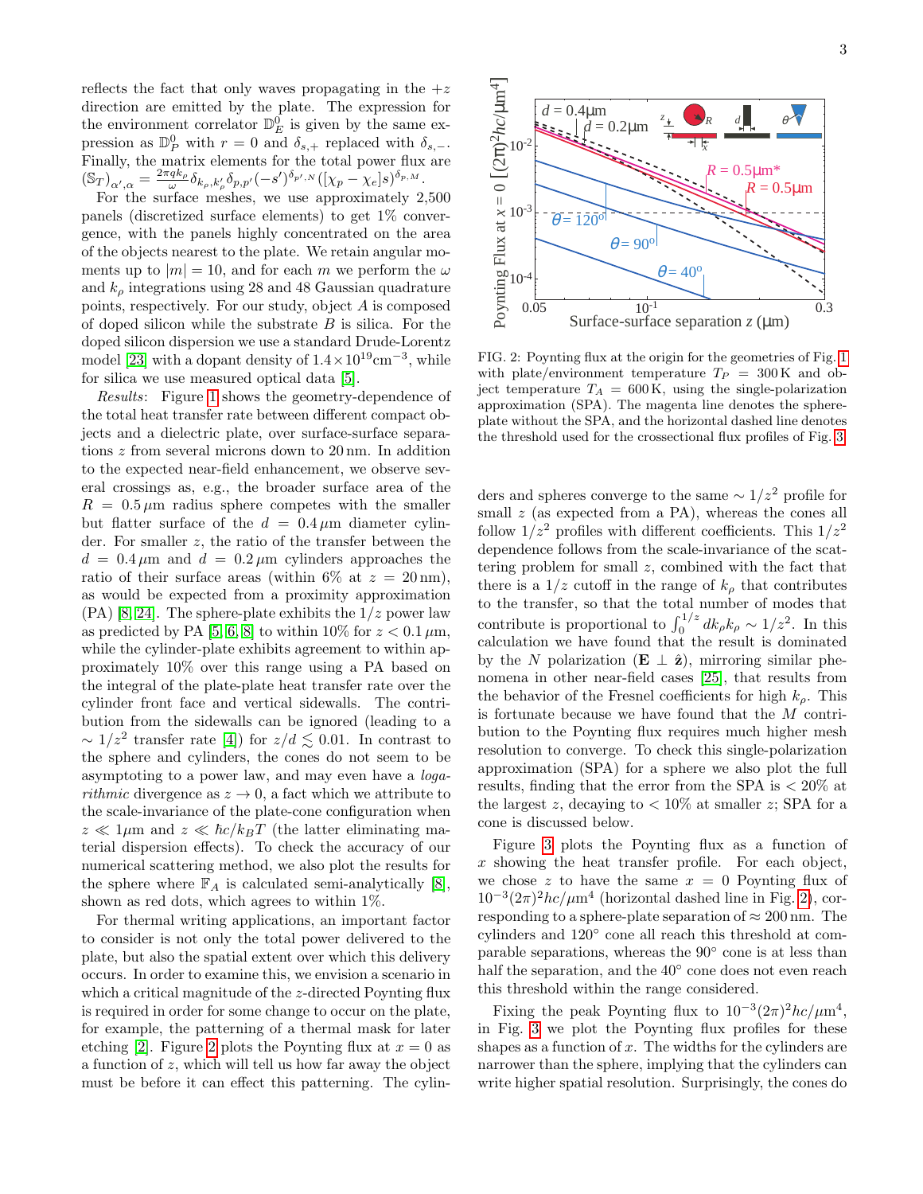reflects the fact that only waves propagating in the $+z$ direction are emitted by the plate. The expression for the environment correlator $\mathbb{D}_E^0$ is given by the same expression as $\mathbb{D}_P^0$ with $r = 0$ and $\delta_{s,+}$ replaced with $\delta_{s,-}$. Finally, the matrix elements for the total power flux are $(\mathbb{S}_T)_{\alpha',\alpha} = \frac{2\pi q k_\rho}{\omega}\delta_{k_\rho,k'_\rho}\delta_{p,p'}(-s')^{\delta_{p',N}}([\chi_p - \chi_e]s)^{\delta_{p,M}}$.

For the surface meshes, we use approximately 2,500 panels (discretized surface elements) to get 1% convergence, with the panels highly concentrated on the area of the objects nearest to the plate. We retain angular moments up to $|m| = 10$, and for each $m$ we perform the $\omega$ and $k_\rho$ integrations using 28 and 48 Gaussian quadrature points, respectively. For our study, object $A$ is composed of doped silicon while the substrate $B$ is silica. For the doped silicon dispersion we use a standard Drude-Lorentz model [23] with a dopant density of $1.4\times10^{19}\text{cm}^{-3}$, while for silica we use measured optical data [5].

*Results*: Figure 1 shows the geometry-dependence of the total heat transfer rate between different compact objects and a dielectric plate, over surface-surface separations $z$ from several microns down to 20 nm. In addition to the expected near-field enhancement, we observe several crossings as, e.g., the broader surface area of the $R = 0.5\,\mu$m radius sphere competes with the smaller but flatter surface of the $d = 0.4\,\mu$m diameter cylinder. For smaller $z$, the ratio of the transfer between the $d = 0.4\,\mu$m and $d = 0.2\,\mu$m cylinders approaches the ratio of their surface areas (within 6% at $z = 20$ nm), as would be expected from a proximity approximation (PA) [8, 24]. The sphere-plate exhibits the $1/z$ power law as predicted by PA [5, 6, 8] to within 10% for $z < 0.1\,\mu$m, while the cylinder-plate exhibits agreement to within approximately 10% over this range using a PA based on the integral of the plate-plate heat transfer rate over the cylinder front face and vertical sidewalls. The contribution from the sidewalls can be ignored (leading to a $\sim 1/z^2$ transfer rate [4]) for $z/d \lesssim 0.01$. In contrast to the sphere and cylinders, the cones do not seem to be asymptoting to a power law, and may even have a *logarithmic* divergence as $z \to 0$, a fact which we attribute to the scale-invariance of the plate-cone configuration when $z \ll 1\mu$m and $z \ll \hbar c/k_B T$ (the latter eliminating material dispersion effects). To check the accuracy of our numerical scattering method, we also plot the results for the sphere where $\mathbb{F}_A$ is calculated semi-analytically [8], shown as red dots, which agrees to within 1%.

For thermal writing applications, an important factor to consider is not only the total power delivered to the plate, but also the spatial extent over which this delivery occurs. In order to examine this, we envision a scenario in which a critical magnitude of the $z$-directed Poynting flux is required in order for some change to occur on the plate, for example, the patterning of a thermal mask for later etching [2]. Figure 2 plots the Poynting flux at $x = 0$ as a function of $z$, which will tell us how far away the object must be before it can effect this patterning. The cylinders and spheres converge to the same $\sim 1/z^2$ profile for small $z$ (as expected from a PA), whereas the cones all follow $1/z^2$ profiles with different coefficients. This $1/z^2$ dependence follows from the scale-invariance of the scattering problem for small $z$, combined with the fact that there is a $1/z$ cutoff in the range of $k_\rho$ that contributes to the transfer, so that the total number of modes that contribute is proportional to $\int_0^{1/z} dk_\rho k_\rho \sim 1/z^2$. In this calculation we have found that the result is dominated by the $N$ polarization ($\mathbf{E} \perp \hat{\mathbf{z}}$), mirroring similar phenomena in other near-field cases [25], that results from the behavior of the Fresnel coefficients for high $k_\rho$. This is fortunate because we have found that the $M$ contribution to the Poynting flux requires much higher mesh resolution to converge. To check this single-polarization approximation (SPA) for a sphere we also plot the full results, finding that the error from the SPA is $< 20\%$ at the largest $z$, decaying to $< 10\%$ at smaller $z$; SPA for a cone is discussed below.

FIG. 2: Poynting flux at the origin for the geometries of Fig. 1 with plate/environment temperature $T_P = 300$ K and object temperature $T_A = 600$ K, using the single-polarization approximation (SPA). The magenta line denotes the sphere-plate without the SPA, and the horizontal dashed line denotes the threshold used for the crossectional flux profiles of Fig. 3.

Figure 3 plots the Poynting flux as a function of $x$ showing the heat transfer profile. For each object, we chose $z$ to have the same $x = 0$ Poynting flux of $10^{-3}(2\pi)^2 hc/\mu m^4$ (horizontal dashed line in Fig. 2), corresponding to a sphere-plate separation of $\approx 200$ nm. The cylinders and 120° cone all reach this threshold at comparable separations, whereas the 90° cone is at less than half the separation, and the 40° cone does not even reach this threshold within the range considered.

Fixing the peak Poynting flux to $10^{-3}(2\pi)^2 hc/\mu m^4$, in Fig. 3 we plot the Poynting flux profiles for these shapes as a function of $x$. The widths for the cylinders are narrower than the sphere, implying that the cylinders can write higher spatial resolution. Surprisingly, the cones do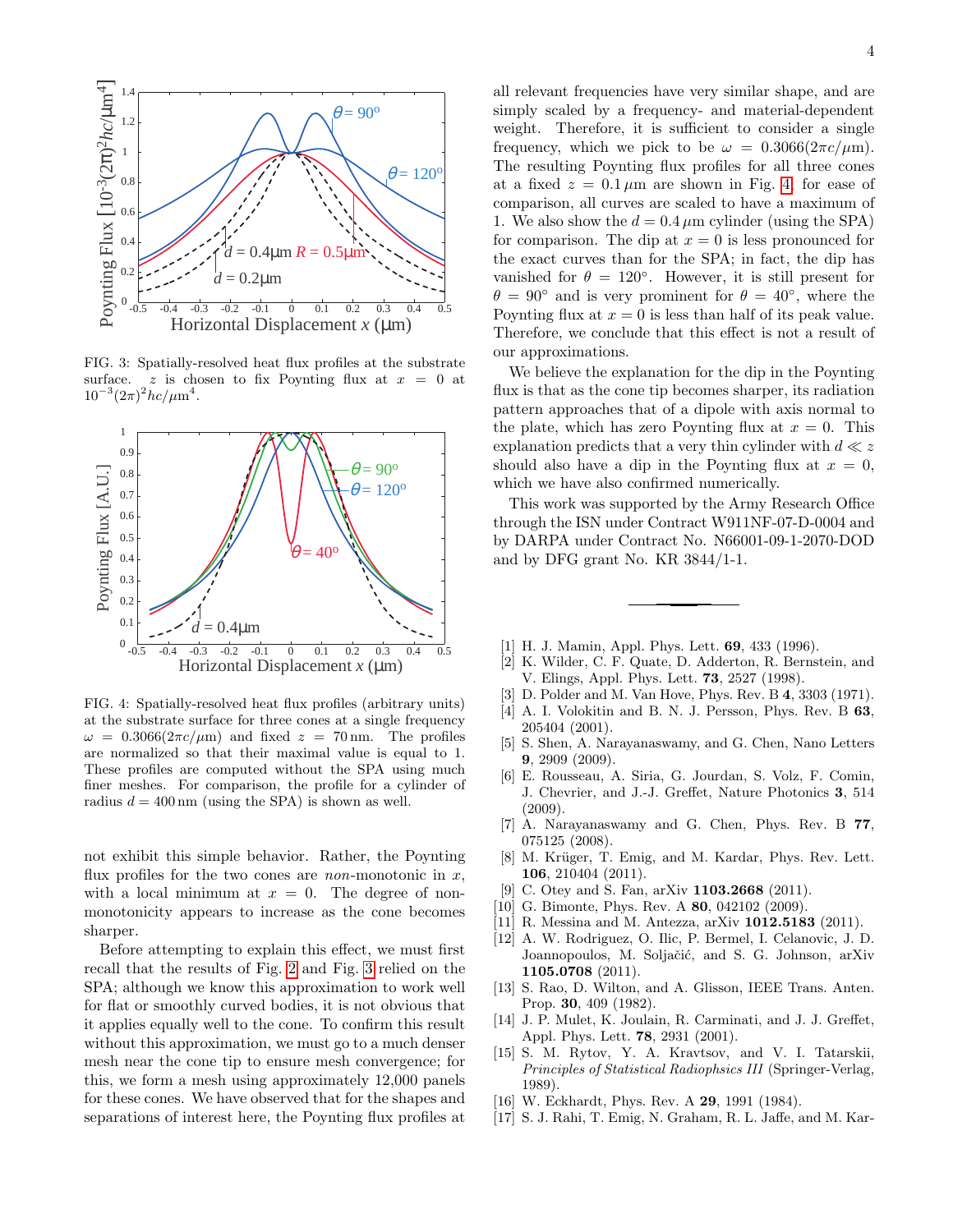FIG. 3: Spatially-resolved heat flux profiles at the substrate surface. $z$ is chosen to fix Poynting flux at $x = 0$ at $10^{-3}(2\pi)^2 hc/\mu m^4$.

FIG. 4: Spatially-resolved heat flux profiles (arbitrary units) at the substrate surface for three cones at a single frequency $\omega = 0.3066(2\pi c/\mu m)$ and fixed $z = 70\,nm$. The profiles are normalized so that their maximal value is equal to 1. These profiles are computed without the SPA using much finer meshes. For comparison, the profile for a cylinder of radius $d = 400\,nm$ (using the SPA) is shown as well.

not exhibit this simple behavior. Rather, the Poynting flux profiles for the two cones are *non*-monotonic in $x$, with a local minimum at $x = 0$. The degree of non-monotonicity appears to increase as the cone becomes sharper.

Before attempting to explain this effect, we must first recall that the results of Fig. 2 and Fig. 3 relied on the SPA; although we know this approximation to work well for flat or smoothly curved bodies, it is not obvious that it applies equally well to the cone. To confirm this result without this approximation, we must go to a much denser mesh near the cone tip to ensure mesh convergence; for this, we form a mesh using approximately 12,000 panels for these cones. We have observed that for the shapes and separations of interest here, the Poynting flux profiles at all relevant frequencies have very similar shape, and are simply scaled by a frequency- and material-dependent weight. Therefore, it is sufficient to consider a single frequency, which we pick to be $\omega = 0.3066(2\pi c/\mu m)$. The resulting Poynting flux profiles for all three cones at a fixed $z = 0.1\,\mu m$ are shown in Fig. 4; for ease of comparison, all curves are scaled to have a maximum of 1. We also show the $d = 0.4\,\mu m$ cylinder (using the SPA) for comparison. The dip at $x = 0$ is less pronounced for the exact curves than for the SPA; in fact, the dip has vanished for $\theta = 120°$. However, it is still present for $\theta = 90°$ and is very prominent for $\theta = 40°$, where the Poynting flux at $x = 0$ is less than half of its peak value. Therefore, we conclude that this effect is not a result of our approximations.

We believe the explanation for the dip in the Poynting flux is that as the cone tip becomes sharper, its radiation pattern approaches that of a dipole with axis normal to the plate, which has zero Poynting flux at $x = 0$. This explanation predicts that a very thin cylinder with $d \ll z$ should also have a dip in the Poynting flux at $x = 0$, which we have also confirmed numerically.

This work was supported by the Army Research Office through the ISN under Contract W911NF-07-D-0004 and by DARPA under Contract No. N66001-09-1-2070-DOD and by DFG grant No. KR 3844/1-1.

---

[1] H. J. Mamin, Appl. Phys. Lett. **69**, 433 (1996).
[2] K. Wilder, C. F. Quate, D. Adderton, R. Bernstein, and V. Elings, Appl. Phys. Lett. **73**, 2527 (1998).
[3] D. Polder and M. Van Hove, Phys. Rev. B **4**, 3303 (1971).
[4] A. I. Volokitin and B. N. J. Persson, Phys. Rev. B **63**, 205404 (2001).
[5] S. Shen, A. Narayanaswamy, and G. Chen, Nano Letters **9**, 2909 (2009).
[6] E. Rousseau, A. Siria, G. Jourdan, S. Volz, F. Comin, J. Chevrier, and J.-J. Greffet, Nature Photonics **3**, 514 (2009).
[7] A. Narayanaswamy and G. Chen, Phys. Rev. B **77**, 075125 (2008).
[8] M. Krüger, T. Emig, and M. Kardar, Phys. Rev. Lett. **106**, 210404 (2011).
[9] C. Otey and S. Fan, arXiv **1103.2668** (2011).
[10] G. Bimonte, Phys. Rev. A **80**, 042102 (2009).
[11] R. Messina and M. Antezza, arXiv **1012.5183** (2011).
[12] A. W. Rodriguez, O. Ilic, P. Bermel, I. Celanovic, J. D. Joannopoulos, M. Soljačić, and S. G. Johnson, arXiv **1105.0708** (2011).
[13] S. Rao, D. Wilton, and A. Glisson, IEEE Trans. Anten. Prop. **30**, 409 (1982).
[14] J. P. Mulet, K. Joulain, R. Carminati, and J. J. Greffet, Appl. Phys. Lett. **78**, 2931 (2001).
[15] S. M. Rytov, Y. A. Kravtsov, and V. I. Tatarskii, *Principles of Statistical Radiophsics III* (Springer-Verlag, 1989).
[16] W. Eckhardt, Phys. Rev. A **29**, 1991 (1984).
[17] S. J. Rahi, T. Emig, N. Graham, R. L. Jaffe, and M. Kar-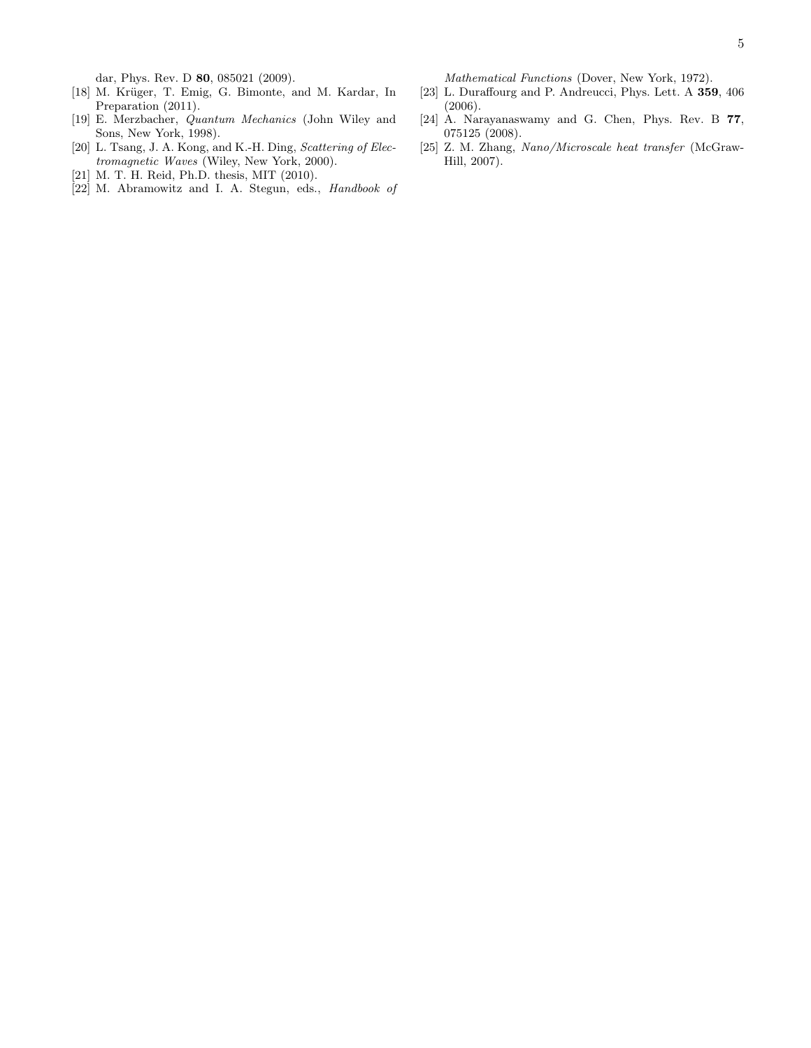dar, Phys. Rev. D **80**, 085021 (2009).

[18] M. Krüger, T. Emig, G. Bimonte, and M. Kardar, In Preparation (2011).

[19] E. Merzbacher, *Quantum Mechanics* (John Wiley and Sons, New York, 1998).

[20] L. Tsang, J. A. Kong, and K.-H. Ding, *Scattering of Electromagnetic Waves* (Wiley, New York, 2000).

[21] M. T. H. Reid, Ph.D. thesis, MIT (2010).

[22] M. Abramowitz and I. A. Stegun, eds., *Handbook of Mathematical Functions* (Dover, New York, 1972).

[23] L. Duraffourg and P. Andreucci, Phys. Lett. A **359**, 406 (2006).

[24] A. Narayanaswamy and G. Chen, Phys. Rev. B **77**, 075125 (2008).

[25] Z. M. Zhang, *Nano/Microscale heat transfer* (McGraw-Hill, 2007).